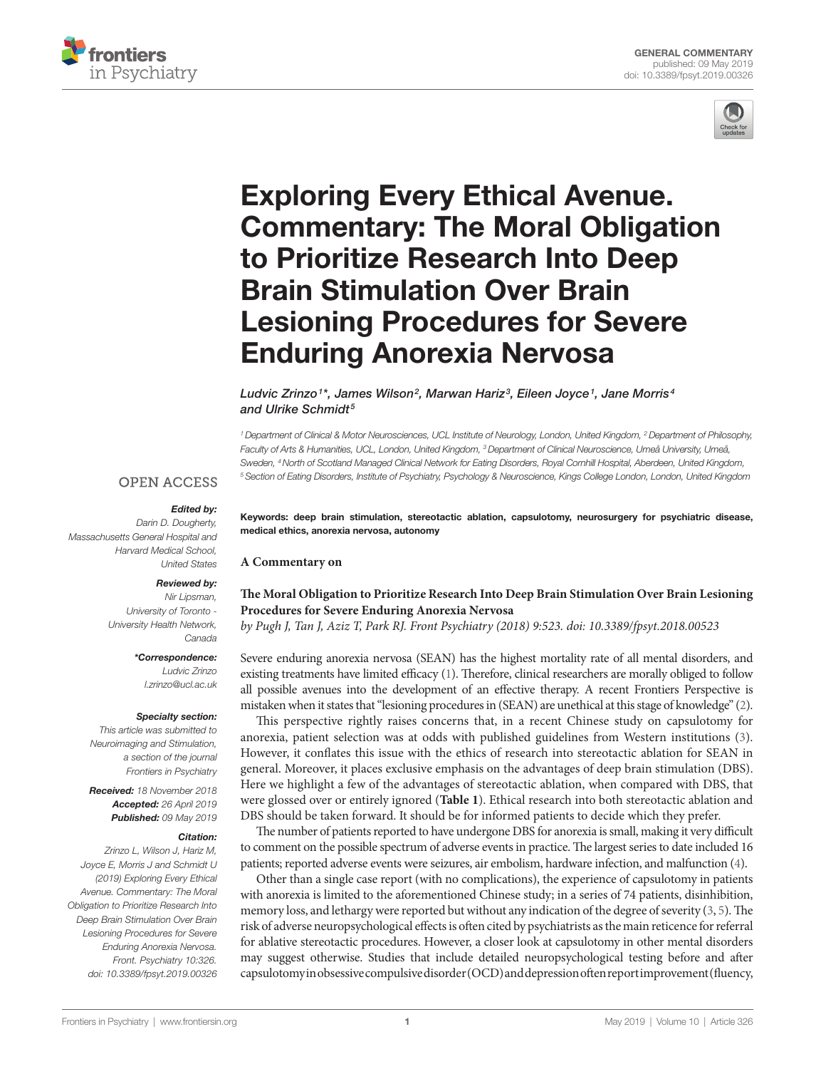GENERAL COMMENTARY
published: 09 May 2019
doi: 10.3389/fpsyt.2019.00326

# Exploring Every Ethical Avenue. Commentary: The Moral Obligation to Prioritize Research Into Deep Brain Stimulation Over Brain Lesioning Procedures for Severe Enduring Anorexia Nervosa

*Ludvic Zrinzo[1]\*, James Wilson[2], Marwan Hariz[3], Eileen Joyce[1], Jane Morris[4] and Ulrike Schmidt[5]*

[1] Department of Clinical & Motor Neurosciences, UCL Institute of Neurology, London, United Kingdom, [2] Department of Philosophy, Faculty of Arts & Humanities, UCL, London, United Kingdom, [3] Department of Clinical Neuroscience, Umeå University, Umeå, Sweden, [4] North of Scotland Managed Clinical Network for Eating Disorders, Royal Cornhill Hospital, Aberdeen, United Kingdom, [5] Section of Eating Disorders, Institute of Psychiatry, Psychology & Neuroscience, Kings College London, London, United Kingdom

OPEN ACCESS

***Edited by:***
Darin D. Dougherty,
Massachusetts General Hospital and Harvard Medical School,
United States

***Reviewed by:***
Nir Lipsman,
University of Toronto - University Health Network,
Canada

***\*Correspondence:***
Ludvic Zrinzo
l.zrinzo@ucl.ac.uk

***Specialty section:***
This article was submitted to Neuroimaging and Stimulation, a section of the journal Frontiers in Psychiatry

***Received:*** 18 November 2018
***Accepted:*** 26 April 2019
***Published:*** 09 May 2019

***Citation:***
Zrinzo L, Wilson J, Hariz M, Joyce E, Morris J and Schmidt U (2019) Exploring Every Ethical Avenue. Commentary: The Moral Obligation to Prioritize Research Into Deep Brain Stimulation Over Brain Lesioning Procedures for Severe Enduring Anorexia Nervosa. Front. Psychiatry 10:326. doi: 10.3389/fpsyt.2019.00326

**Keywords: deep brain stimulation, stereotactic ablation, capsulotomy, neurosurgery for psychiatric disease, medical ethics, anorexia nervosa, autonomy**

**A Commentary on**

**The Moral Obligation to Prioritize Research Into Deep Brain Stimulation Over Brain Lesioning Procedures for Severe Enduring Anorexia Nervosa**
*by Pugh J, Tan J, Aziz T, Park RJ. Front Psychiatry (2018) 9:523. doi: 10.3389/fpsyt.2018.00523*

Severe enduring anorexia nervosa (SEAN) has the highest mortality rate of all mental disorders, and existing treatments have limited efficacy (1). Therefore, clinical researchers are morally obliged to follow all possible avenues into the development of an effective therapy. A recent Frontiers Perspective is mistaken when it states that "lesioning procedures in (SEAN) are unethical at this stage of knowledge" (2).

This perspective rightly raises concerns that, in a recent Chinese study on capsulotomy for anorexia, patient selection was at odds with published guidelines from Western institutions (3). However, it conflates this issue with the ethics of research into stereotactic ablation for SEAN in general. Moreover, it places exclusive emphasis on the advantages of deep brain stimulation (DBS). Here we highlight a few of the advantages of stereotactic ablation, when compared with DBS, that were glossed over or entirely ignored (**Table 1**). Ethical research into both stereotactic ablation and DBS should be taken forward. It should be for informed patients to decide which they prefer.

The number of patients reported to have undergone DBS for anorexia is small, making it very difficult to comment on the possible spectrum of adverse events in practice. The largest series to date included 16 patients; reported adverse events were seizures, air embolism, hardware infection, and malfunction (4).

Other than a single case report (with no complications), the experience of capsulotomy in patients with anorexia is limited to the aforementioned Chinese study; in a series of 74 patients, disinhibition, memory loss, and lethargy were reported but without any indication of the degree of severity (3, 5). The risk of adverse neuropsychological effects is often cited by psychiatrists as the main reticence for referral for ablative stereotactic procedures. However, a closer look at capsulotomy in other mental disorders may suggest otherwise. Studies that include detailed neuropsychological testing before and after capsulotomy in obsessive compulsive disorder (OCD) and depression often report improvement (fluency,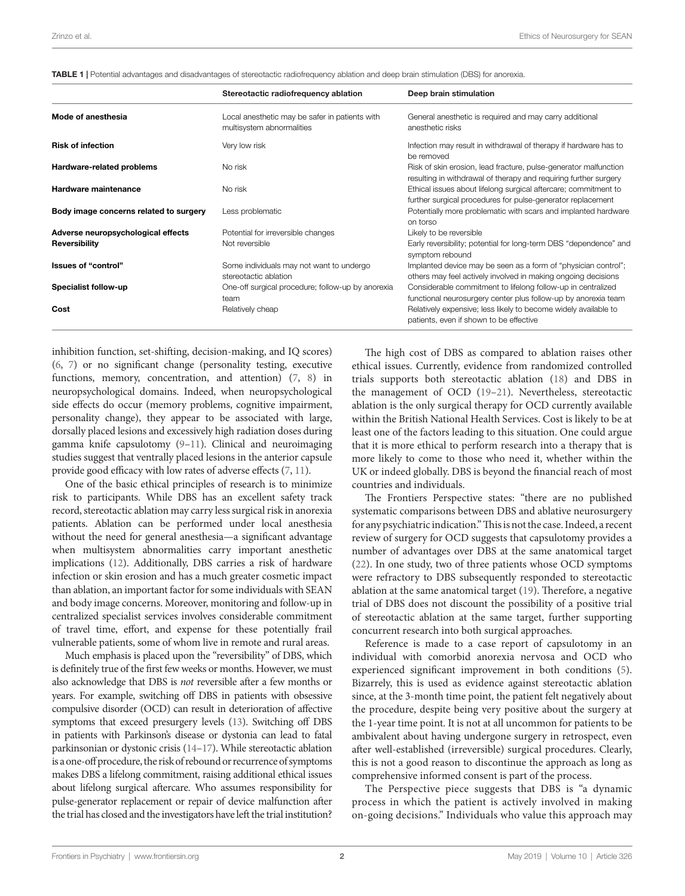**TABLE 1 |** Potential advantages and disadvantages of stereotactic radiofrequency ablation and deep brain stimulation (DBS) for anorexia.

| | Stereotactic radiofrequency ablation | Deep brain stimulation |
|---|---|---|
| **Mode of anesthesia** | Local anesthetic may be safer in patients with multisystem abnormalities | General anesthetic is required and may carry additional anesthetic risks |
| **Risk of infection** | Very low risk | Infection may result in withdrawal of therapy if hardware has to be removed |
| **Hardware-related problems** | No risk | Risk of skin erosion, lead fracture, pulse-generator malfunction resulting in withdrawal of therapy and requiring further surgery |
| **Hardware maintenance** | No risk | Ethical issues about lifelong surgical aftercare; commitment to further surgical procedures for pulse-generator replacement |
| **Body image concerns related to surgery** | Less problematic | Potentially more problematic with scars and implanted hardware on torso |
| **Adverse neuropsychological effects** | Potential for irreversible changes | Likely to be reversible |
| **Reversibility** | Not reversible | Early reversibility; potential for long-term DBS "dependence" and symptom rebound |
| **Issues of "control"** | Some individuals may not want to undergo stereotactic ablation | Implanted device may be seen as a form of "physician control"; others may feel actively involved in making ongoing decisions |
| **Specialist follow-up** | One-off surgical procedure; follow-up by anorexia team | Considerable commitment to lifelong follow-up in centralized functional neurosurgery center plus follow-up by anorexia team |
| **Cost** | Relatively cheap | Relatively expensive; less likely to become widely available to patients, even if shown to be effective |

inhibition function, set-shifting, decision-making, and IQ scores) (6, 7) or no significant change (personality testing, executive functions, memory, concentration, and attention) (7, 8) in neuropsychological domains. Indeed, when neuropsychological side effects do occur (memory problems, cognitive impairment, personality change), they appear to be associated with large, dorsally placed lesions and excessively high radiation doses during gamma knife capsulotomy (9–11). Clinical and neuroimaging studies suggest that ventrally placed lesions in the anterior capsule provide good efficacy with low rates of adverse effects (7, 11).

One of the basic ethical principles of research is to minimize risk to participants. While DBS has an excellent safety track record, stereotactic ablation may carry less surgical risk in anorexia patients. Ablation can be performed under local anesthesia without the need for general anesthesia—a significant advantage when multisystem abnormalities carry important anesthetic implications (12). Additionally, DBS carries a risk of hardware infection or skin erosion and has a much greater cosmetic impact than ablation, an important factor for some individuals with SEAN and body image concerns. Moreover, monitoring and follow-up in centralized specialist services involves considerable commitment of travel time, effort, and expense for these potentially frail vulnerable patients, some of whom live in remote and rural areas.

Much emphasis is placed upon the "reversibility" of DBS, which is definitely true of the first few weeks or months. However, we must also acknowledge that DBS is *not* reversible after a few months or years. For example, switching off DBS in patients with obsessive compulsive disorder (OCD) can result in deterioration of affective symptoms that exceed presurgery levels (13). Switching off DBS in patients with Parkinson's disease or dystonia can lead to fatal parkinsonian or dystonic crisis (14–17). While stereotactic ablation is a one-off procedure, the risk of rebound or recurrence of symptoms makes DBS a lifelong commitment, raising additional ethical issues about lifelong surgical aftercare. Who assumes responsibility for pulse-generator replacement or repair of device malfunction after the trial has closed and the investigators have left the trial institution?

The high cost of DBS as compared to ablation raises other ethical issues. Currently, evidence from randomized controlled trials supports both stereotactic ablation (18) and DBS in the management of OCD (19–21). Nevertheless, stereotactic ablation is the only surgical therapy for OCD currently available within the British National Health Services. Cost is likely to be at least one of the factors leading to this situation. One could argue that it is more ethical to perform research into a therapy that is more likely to come to those who need it, whether within the UK or indeed globally. DBS is beyond the financial reach of most countries and individuals.

The Frontiers Perspective states: "there are no published systematic comparisons between DBS and ablative neurosurgery for any psychiatric indication." This is not the case. Indeed, a recent review of surgery for OCD suggests that capsulotomy provides a number of advantages over DBS at the same anatomical target (22). In one study, two of three patients whose OCD symptoms were refractory to DBS subsequently responded to stereotactic ablation at the same anatomical target (19). Therefore, a negative trial of DBS does not discount the possibility of a positive trial of stereotactic ablation at the same target, further supporting concurrent research into both surgical approaches.

Reference is made to a case report of capsulotomy in an individual with comorbid anorexia nervosa and OCD who experienced significant improvement in both conditions (5). Bizarrely, this is used as evidence against stereotactic ablation since, at the 3-month time point, the patient felt negatively about the procedure, despite being very positive about the surgery at the 1-year time point. It is not at all uncommon for patients to be ambivalent about having undergone surgery in retrospect, even after well-established (irreversible) surgical procedures. Clearly, this is not a good reason to discontinue the approach as long as comprehensive informed consent is part of the process.

The Perspective piece suggests that DBS is "a dynamic process in which the patient is actively involved in making on-going decisions." Individuals who value this approach may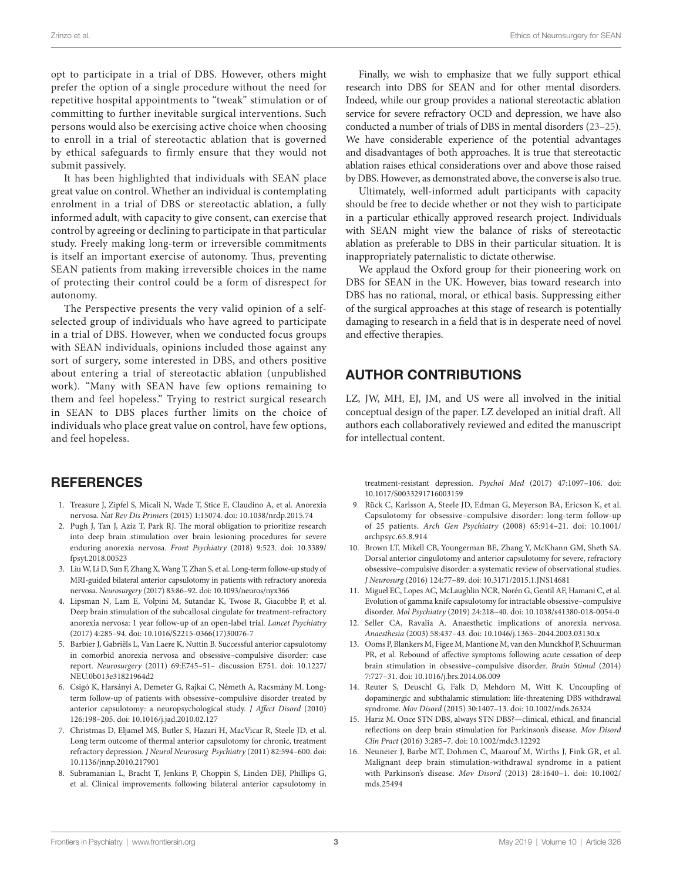opt to participate in a trial of DBS. However, others might prefer the option of a single procedure without the need for repetitive hospital appointments to "tweak" stimulation or of committing to further inevitable surgical interventions. Such persons would also be exercising active choice when choosing to enroll in a trial of stereotactic ablation that is governed by ethical safeguards to firmly ensure that they would not submit passively.

It has been highlighted that individuals with SEAN place great value on control. Whether an individual is contemplating enrolment in a trial of DBS or stereotactic ablation, a fully informed adult, with capacity to give consent, can exercise that control by agreeing or declining to participate in that particular study. Freely making long-term or irreversible commitments is itself an important exercise of autonomy. Thus, preventing SEAN patients from making irreversible choices in the name of protecting their control could be a form of disrespect for autonomy.

The Perspective presents the very valid opinion of a self-selected group of individuals who have agreed to participate in a trial of DBS. However, when we conducted focus groups with SEAN individuals, opinions included those against any sort of surgery, some interested in DBS, and others positive about entering a trial of stereotactic ablation (unpublished work). "Many with SEAN have few options remaining to them and feel hopeless." Trying to restrict surgical research in SEAN to DBS places further limits on the choice of individuals who place great value on control, have few options, and feel hopeless.

Finally, we wish to emphasize that we fully support ethical research into DBS for SEAN and for other mental disorders. Indeed, while our group provides a national stereotactic ablation service for severe refractory OCD and depression, we have also conducted a number of trials of DBS in mental disorders (23–25). We have considerable experience of the potential advantages and disadvantages of both approaches. It is true that stereotactic ablation raises ethical considerations over and above those raised by DBS. However, as demonstrated above, the converse is also true.

Ultimately, well-informed adult participants with capacity should be free to decide whether or not they wish to participate in a particular ethically approved research project. Individuals with SEAN might view the balance of risks of stereotactic ablation as preferable to DBS in their particular situation. It is inappropriately paternalistic to dictate otherwise.

We applaud the Oxford group for their pioneering work on DBS for SEAN in the UK. However, bias toward research into DBS has no rational, moral, or ethical basis. Suppressing either of the surgical approaches at this stage of research is potentially damaging to research in a field that is in desperate need of novel and effective therapies.

## AUTHOR CONTRIBUTIONS

LZ, JW, MH, EJ, JM, and US were all involved in the initial conceptual design of the paper. LZ developed an initial draft. All authors each collaboratively reviewed and edited the manuscript for intellectual content.

## REFERENCES

1. Treasure J, Zipfel S, Micali N, Wade T, Stice E, Claudino A, et al. Anorexia nervosa. *Nat Rev Dis Primers* (2015) 1:15074. doi: 10.1038/nrdp.2015.74
2. Pugh J, Tan J, Aziz T, Park RJ. The moral obligation to prioritize research into deep brain stimulation over brain lesioning procedures for severe enduring anorexia nervosa. *Front Psychiatry* (2018) 9:523. doi: 10.3389/fpsyt.2018.00523
3. Liu W, Li D, Sun F, Zhang X, Wang T, Zhan S, et al. Long-term follow-up study of MRI-guided bilateral anterior capsulotomy in patients with refractory anorexia nervosa. *Neurosurgery* (2017) 83:86–92. doi: 10.1093/neuros/nyx366
4. Lipsman N, Lam E, Volpini M, Sutandar K, Twose R, Giacobbe P, et al. Deep brain stimulation of the subcallosal cingulate for treatment-refractory anorexia nervosa: 1 year follow-up of an open-label trial. *Lancet Psychiatry* (2017) 4:285–94. doi: 10.1016/S2215-0366(17)30076-7
5. Barbier J, Gabriëls L, Van Laere K, Nuttin B. Successful anterior capsulotomy in comorbid anorexia nervosa and obsessive–compulsive disorder: case report. *Neurosurgery* (2011) 69:E745–51– discussion E751. doi: 10.1227/NEU.0b013e31821964d2
6. Csigó K, Harsányi A, Demeter G, Rajkai C, Németh A, Racsmány M. Long-term follow-up of patients with obsessive–compulsive disorder treated by anterior capsulotomy: a neuropsychological study. *J Affect Disord* (2010) 126:198–205. doi: 10.1016/j.jad.2010.02.127
7. Christmas D, Eljamel MS, Butler S, Hazari H, MacVicar R, Steele JD, et al. Long term outcome of thermal anterior capsulotomy for chronic, treatment refractory depression. *J Neurol Neurosurg Psychiatry* (2011) 82:594–600. doi: 10.1136/jnnp.2010.217901
8. Subramanian L, Bracht T, Jenkins P, Choppin S, Linden DEJ, Phillips G, et al. Clinical improvements following bilateral anterior capsulotomy in treatment-resistant depression. *Psychol Med* (2017) 47:1097–106. doi: 10.1017/S0033291716003159
9. Rück C, Karlsson A, Steele JD, Edman G, Meyerson BA, Ericson K, et al. Capsulotomy for obsessive–compulsive disorder: long-term follow-up of 25 patients. *Arch Gen Psychiatry* (2008) 65:914–21. doi: 10.1001/archpsyc.65.8.914
10. Brown LT, Mikell CB, Youngerman BE, Zhang Y, McKhann GM, Sheth SA. Dorsal anterior cingulotomy and anterior capsulotomy for severe, refractory obsessive–compulsive disorder: a systematic review of observational studies. *J Neurosurg* (2016) 124:77–89. doi: 10.3171/2015.1.JNS14681
11. Miguel EC, Lopes AC, McLaughlin NCR, Norén G, Gentil AF, Hamani C, et al. Evolution of gamma knife capsulotomy for intractable obsessive–compulsive disorder. *Mol Psychiatry* (2019) 24:218–40. doi: 10.1038/s41380-018-0054-0
12. Seller CA, Ravalia A. Anaesthetic implications of anorexia nervosa. *Anaesthesia* (2003) 58:437–43. doi: 10.1046/j.1365-2044.2003.03130.x
13. Ooms P, Blankers M, Figee M, Mantione M, van den Munckhof P, Schuurman PR, et al. Rebound of affective symptoms following acute cessation of deep brain stimulation in obsessive–compulsive disorder. *Brain Stimul* (2014) 7:727–31. doi: 10.1016/j.brs.2014.06.009
14. Reuter S, Deuschl G, Falk D, Mehdorn M, Witt K. Uncoupling of dopaminergic and subthalamic stimulation: life-threatening DBS withdrawal syndrome. *Mov Disord* (2015) 30:1407–13. doi: 10.1002/mds.26324
15. Hariz M. Once STN DBS, always STN DBS?—clinical, ethical, and financial reflections on deep brain stimulation for Parkinson's disease. *Mov Disord Clin Pract* (2016) 3:285–7. doi: 10.1002/mdc3.12292
16. Neuneier J, Barbe MT, Dohmen C, Maarouf M, Wirths J, Fink GR, et al. Malignant deep brain stimulation-withdrawal syndrome in a patient with Parkinson's disease. *Mov Disord* (2013) 28:1640–1. doi: 10.1002/mds.25494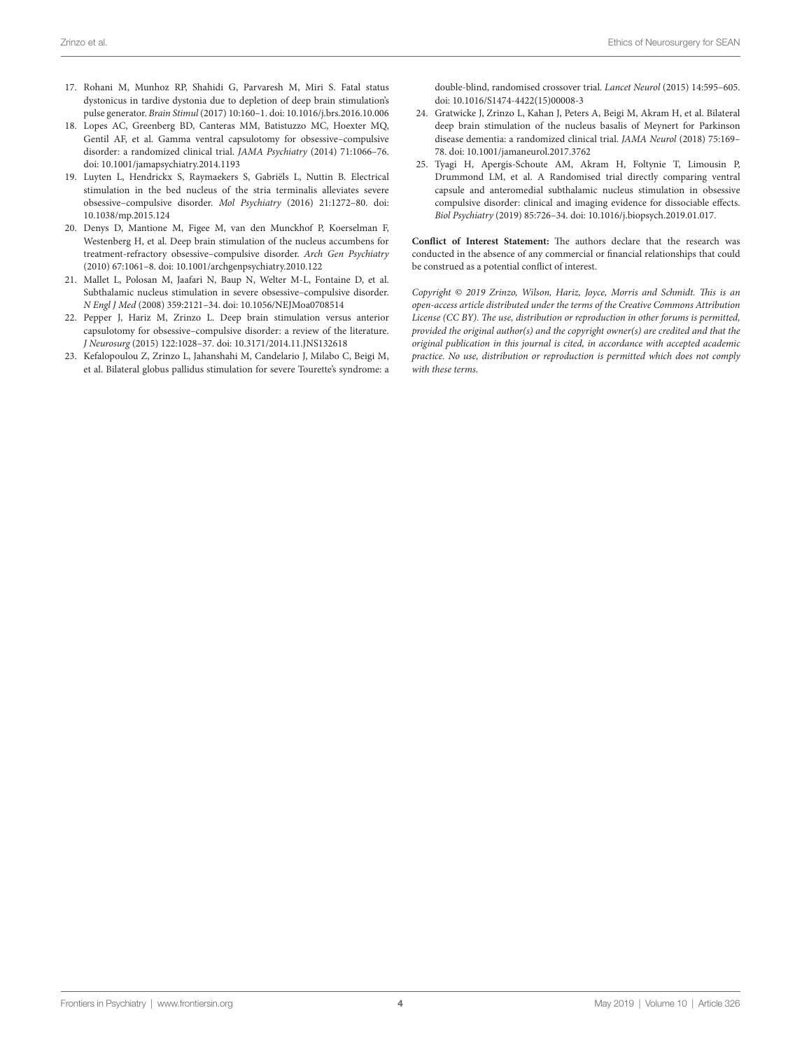17. Rohani M, Munhoz RP, Shahidi G, Parvaresh M, Miri S. Fatal status dystonicus in tardive dystonia due to depletion of deep brain stimulation's pulse generator. *Brain Stimul* (2017) 10:160–1. doi: 10.1016/j.brs.2016.10.006
18. Lopes AC, Greenberg BD, Canteras MM, Batistuzzo MC, Hoexter MQ, Gentil AF, et al. Gamma ventral capsulotomy for obsessive–compulsive disorder: a randomized clinical trial. *JAMA Psychiatry* (2014) 71:1066–76. doi: 10.1001/jamapsychiatry.2014.1193
19. Luyten L, Hendrickx S, Raymaekers S, Gabriëls L, Nuttin B. Electrical stimulation in the bed nucleus of the stria terminalis alleviates severe obsessive–compulsive disorder. *Mol Psychiatry* (2016) 21:1272–80. doi: 10.1038/mp.2015.124
20. Denys D, Mantione M, Figee M, van den Munckhof P, Koerselman F, Westenberg H, et al. Deep brain stimulation of the nucleus accumbens for treatment-refractory obsessive–compulsive disorder. *Arch Gen Psychiatry* (2010) 67:1061–8. doi: 10.1001/archgenpsychiatry.2010.122
21. Mallet L, Polosan M, Jaafari N, Baup N, Welter M-L, Fontaine D, et al. Subthalamic nucleus stimulation in severe obsessive–compulsive disorder. *N Engl J Med* (2008) 359:2121–34. doi: 10.1056/NEJMoa0708514
22. Pepper J, Hariz M, Zrinzo L. Deep brain stimulation versus anterior capsulotomy for obsessive–compulsive disorder: a review of the literature. *J Neurosurg* (2015) 122:1028–37. doi: 10.3171/2014.11.JNS132618
23. Kefalopoulou Z, Zrinzo L, Jahanshahi M, Candelario J, Milabo C, Beigi M, et al. Bilateral globus pallidus stimulation for severe Tourette's syndrome: a double-blind, randomised crossover trial. *Lancet Neurol* (2015) 14:595–605. doi: 10.1016/S1474-4422(15)00008-3
24. Gratwicke J, Zrinzo L, Kahan J, Peters A, Beigi M, Akram H, et al. Bilateral deep brain stimulation of the nucleus basalis of Meynert for Parkinson disease dementia: a randomized clinical trial. *JAMA Neurol* (2018) 75:169–78. doi: 10.1001/jamaneurol.2017.3762
25. Tyagi H, Apergis-Schoute AM, Akram H, Foltynie T, Limousin P, Drummond LM, et al. A Randomised trial directly comparing ventral capsule and anteromedial subthalamic nucleus stimulation in obsessive compulsive disorder: clinical and imaging evidence for dissociable effects. *Biol Psychiatry* (2019) 85:726–34. doi: 10.1016/j.biopsych.2019.01.017.

**Conflict of Interest Statement:** The authors declare that the research was conducted in the absence of any commercial or financial relationships that could be construed as a potential conflict of interest.

*Copyright © 2019 Zrinzo, Wilson, Hariz, Joyce, Morris and Schmidt. This is an open-access article distributed under the terms of the Creative Commons Attribution License (CC BY). The use, distribution or reproduction in other forums is permitted, provided the original author(s) and the copyright owner(s) are credited and that the original publication in this journal is cited, in accordance with accepted academic practice. No use, distribution or reproduction is permitted which does not comply with these terms.*